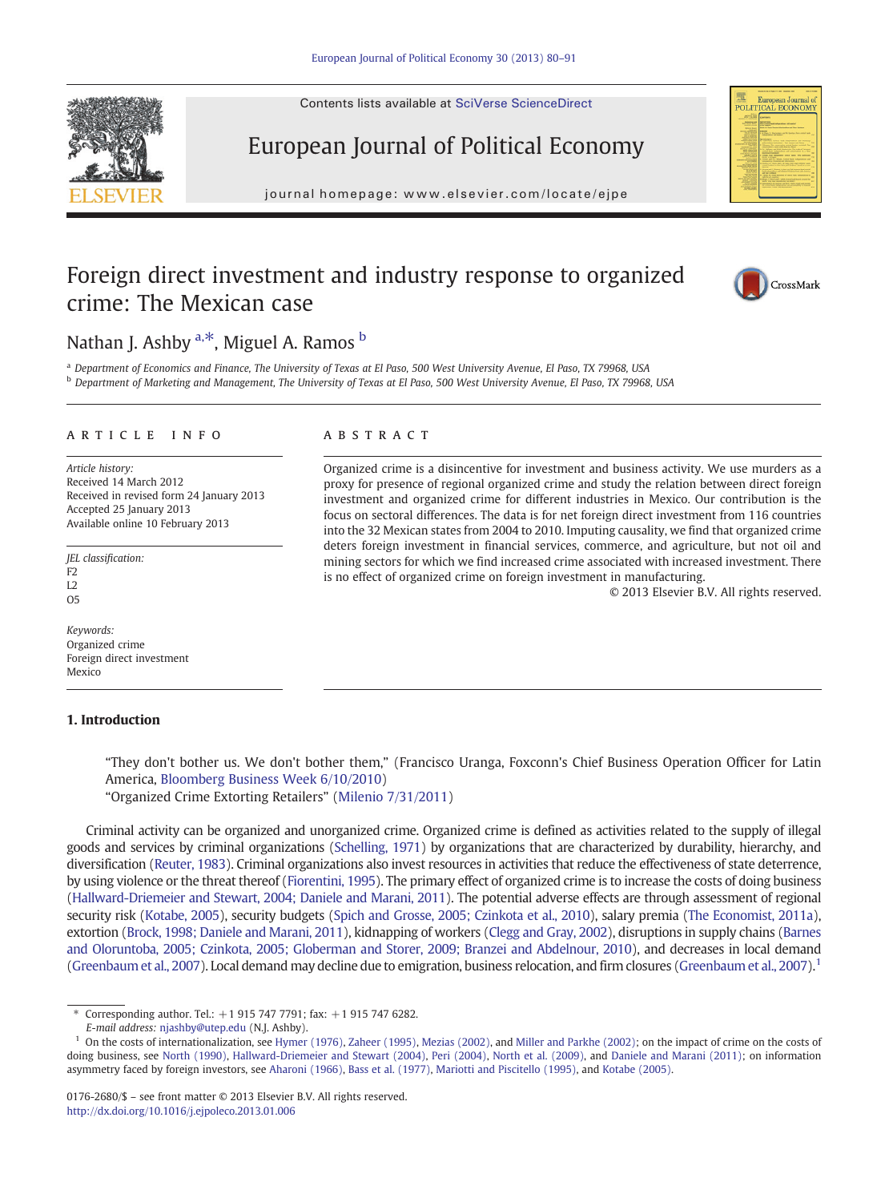# Foreign direct investment and industry response to organized crime: The Mexican case

Nathan J. Ashby [a,*], Miguel A. Ramos [b]

[a] Department of Economics and Finance, The University of Texas at El Paso, 500 West University Avenue, El Paso, TX 79968, USA

[b] Department of Marketing and Management, The University of Texas at El Paso, 500 West University Avenue, El Paso, TX 79968, USA

## ARTICLE INFO

*Article history:*
Received 14 March 2012
Received in revised form 24 January 2013
Accepted 25 January 2013
Available online 10 February 2013

*JEL classification:*
F2
L2
O5

*Keywords:*
Organized crime
Foreign direct investment
Mexico

## ABSTRACT

Organized crime is a disincentive for investment and business activity. We use murders as a proxy for presence of regional organized crime and study the relation between direct foreign investment and organized crime for different industries in Mexico. Our contribution is the focus on sectoral differences. The data is for net foreign direct investment from 116 countries into the 32 Mexican states from 2004 to 2010. Imputing causality, we find that organized crime deters foreign investment in financial services, commerce, and agriculture, but not oil and mining sectors for which we find increased crime associated with increased investment. There is no effect of organized crime on foreign investment in manufacturing.

© 2013 Elsevier B.V. All rights reserved.

## 1. Introduction

> "They don't bother us. We don't bother them," (Francisco Uranga, Foxconn's Chief Business Operation Officer for Latin America, Bloomberg Business Week 6/10/2010)
>
> "Organized Crime Extorting Retailers" (Milenio 7/31/2011)

Criminal activity can be organized and unorganized crime. Organized crime is defined as activities related to the supply of illegal goods and services by criminal organizations (Schelling, 1971) by organizations that are characterized by durability, hierarchy, and diversification (Reuter, 1983). Criminal organizations also invest resources in activities that reduce the effectiveness of state deterrence, by using violence or the threat thereof (Fiorentini, 1995). The primary effect of organized crime is to increase the costs of doing business (Hallward-Driemeier and Stewart, 2004; Daniele and Marani, 2011). The potential adverse effects are through assessment of regional security risk (Kotabe, 2005), security budgets (Spich and Grosse, 2005; Czinkota et al., 2010), salary premia (The Economist, 2011a), extortion (Brock, 1998; Daniele and Marani, 2011), kidnapping of workers (Clegg and Gray, 2002), disruptions in supply chains (Barnes and Oloruntoba, 2005; Czinkota, 2005; Globerman and Storer, 2009; Branzei and Abdelnour, 2010), and decreases in local demand (Greenbaum et al., 2007). Local demand may decline due to emigration, business relocation, and firm closures (Greenbaum et al., 2007).[1]

---

* Corresponding author. Tel.: +1 915 747 7791; fax: +1 915 747 6282.
*E-mail address:* njashby@utep.edu (N.J. Ashby).

[1] On the costs of internationalization, see Hymer (1976), Zaheer (1995), Mezias (2002), and Miller and Parkhe (2002); on the impact of crime on the costs of doing business, see North (1990), Hallward-Driemeier and Stewart (2004), Peri (2004), North et al. (2009), and Daniele and Marani (2011); on information asymmetry faced by foreign investors, see Aharoni (1966), Bass et al. (1977), Mariotti and Piscitello (1995), and Kotabe (2005).

0176-2680/$ – see front matter © 2013 Elsevier B.V. All rights reserved.
http://dx.doi.org/10.1016/j.ejpoleco.2013.01.006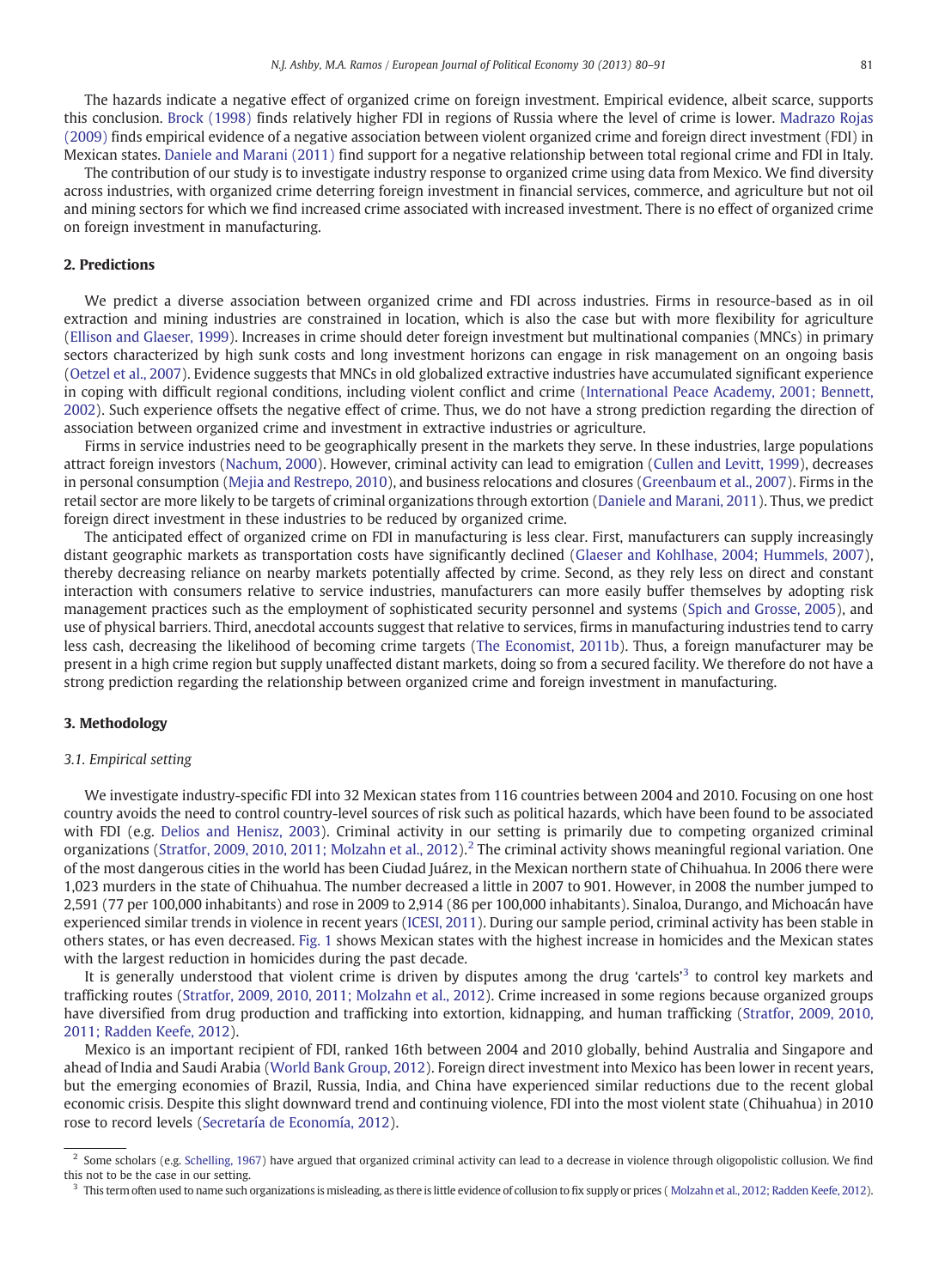The hazards indicate a negative effect of organized crime on foreign investment. Empirical evidence, albeit scarce, supports this conclusion. Brock (1998) finds relatively higher FDI in regions of Russia where the level of crime is lower. Madrazo Rojas (2009) finds empirical evidence of a negative association between violent organized crime and foreign direct investment (FDI) in Mexican states. Daniele and Marani (2011) find support for a negative relationship between total regional crime and FDI in Italy.

The contribution of our study is to investigate industry response to organized crime using data from Mexico. We find diversity across industries, with organized crime deterring foreign investment in financial services, commerce, and agriculture but not oil and mining sectors for which we find increased crime associated with increased investment. There is no effect of organized crime on foreign investment in manufacturing.

## 2. Predictions

We predict a diverse association between organized crime and FDI across industries. Firms in resource-based as in oil extraction and mining industries are constrained in location, which is also the case but with more flexibility for agriculture (Ellison and Glaeser, 1999). Increases in crime should deter foreign investment but multinational companies (MNCs) in primary sectors characterized by high sunk costs and long investment horizons can engage in risk management on an ongoing basis (Oetzel et al., 2007). Evidence suggests that MNCs in old globalized extractive industries have accumulated significant experience in coping with difficult regional conditions, including violent conflict and crime (International Peace Academy, 2001; Bennett, 2002). Such experience offsets the negative effect of crime. Thus, we do not have a strong prediction regarding the direction of association between organized crime and investment in extractive industries or agriculture.

Firms in service industries need to be geographically present in the markets they serve. In these industries, large populations attract foreign investors (Nachum, 2000). However, criminal activity can lead to emigration (Cullen and Levitt, 1999), decreases in personal consumption (Mejia and Restrepo, 2010), and business relocations and closures (Greenbaum et al., 2007). Firms in the retail sector are more likely to be targets of criminal organizations through extortion (Daniele and Marani, 2011). Thus, we predict foreign direct investment in these industries to be reduced by organized crime.

The anticipated effect of organized crime on FDI in manufacturing is less clear. First, manufacturers can supply increasingly distant geographic markets as transportation costs have significantly declined (Glaeser and Kohlhase, 2004; Hummels, 2007), thereby decreasing reliance on nearby markets potentially affected by crime. Second, as they rely less on direct and constant interaction with consumers relative to service industries, manufacturers can more easily buffer themselves by adopting risk management practices such as the employment of sophisticated security personnel and systems (Spich and Grosse, 2005), and use of physical barriers. Third, anecdotal accounts suggest that relative to services, firms in manufacturing industries tend to carry less cash, decreasing the likelihood of becoming crime targets (The Economist, 2011b). Thus, a foreign manufacturer may be present in a high crime region but supply unaffected distant markets, doing so from a secured facility. We therefore do not have a strong prediction regarding the relationship between organized crime and foreign investment in manufacturing.

## 3. Methodology

### 3.1. Empirical setting

We investigate industry-specific FDI into 32 Mexican states from 116 countries between 2004 and 2010. Focusing on one host country avoids the need to control country-level sources of risk such as political hazards, which have been found to be associated with FDI (e.g. Delios and Henisz, 2003). Criminal activity in our setting is primarily due to competing organized criminal organizations (Stratfor, 2009, 2010, 2011; Molzahn et al., 2012).[2] The criminal activity shows meaningful regional variation. One of the most dangerous cities in the world has been Ciudad Juárez, in the Mexican northern state of Chihuahua. In 2006 there were 1,023 murders in the state of Chihuahua. The number decreased a little in 2007 to 901. However, in 2008 the number jumped to 2,591 (77 per 100,000 inhabitants) and rose in 2009 to 2,914 (86 per 100,000 inhabitants). Sinaloa, Durango, and Michoacán have experienced similar trends in violence in recent years (ICESI, 2011). During our sample period, criminal activity has been stable in others states, or has even decreased. Fig. 1 shows Mexican states with the highest increase in homicides and the Mexican states with the largest reduction in homicides during the past decade.

It is generally understood that violent crime is driven by disputes among the drug 'cartels'[3] to control key markets and trafficking routes (Stratfor, 2009, 2010, 2011; Molzahn et al., 2012). Crime increased in some regions because organized groups have diversified from drug production and trafficking into extortion, kidnapping, and human trafficking (Stratfor, 2009, 2010, 2011; Radden Keefe, 2012).

Mexico is an important recipient of FDI, ranked 16th between 2004 and 2010 globally, behind Australia and Singapore and ahead of India and Saudi Arabia (World Bank Group, 2012). Foreign direct investment into Mexico has been lower in recent years, but the emerging economies of Brazil, Russia, India, and China have experienced similar reductions due to the recent global economic crisis. Despite this slight downward trend and continuing violence, FDI into the most violent state (Chihuahua) in 2010 rose to record levels (Secretaría de Economía, 2012).

---

[2] Some scholars (e.g. Schelling, 1967) have argued that organized criminal activity can lead to a decrease in violence through oligopolistic collusion. We find this not to be the case in our setting.

[3] This term often used to name such organizations is misleading, as there is little evidence of collusion to fix supply or prices (Molzahn et al., 2012; Radden Keefe, 2012).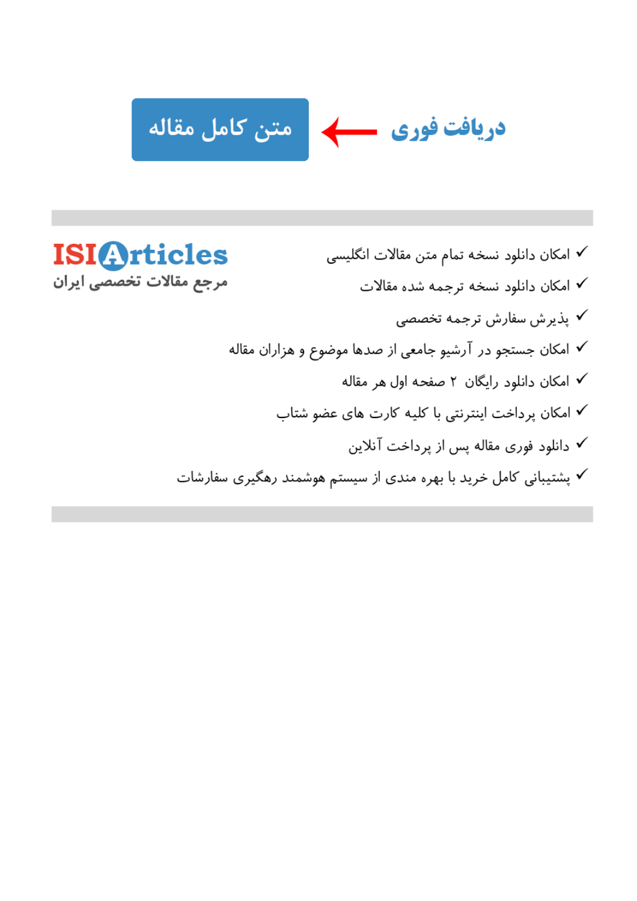دریافت فوری ← **متن کامل مقاله**

**ISIArticles**
مرجع مقالات تخصصی ایران

- ✓ امکان دانلود نسخه تمام متن مقالات انگلیسی
- ✓ امکان دانلود نسخه ترجمه شده مقالات
- ✓ پذیرش سفارش ترجمه تخصصی
- ✓ امکان جستجو در آرشیو جامعی از صدها موضوع و هزاران مقاله
- ✓ امکان دانلود رایگان ۲ صفحه اول هر مقاله
- ✓ امکان پرداخت اینترنتی با کلیه کارت های عضو شتاب
- ✓ دانلود فوری مقاله پس از پرداخت آنلاین
- ✓ پشتیبانی کامل خرید با بهره مندی از سیستم هوشمند رهگیری سفارشات